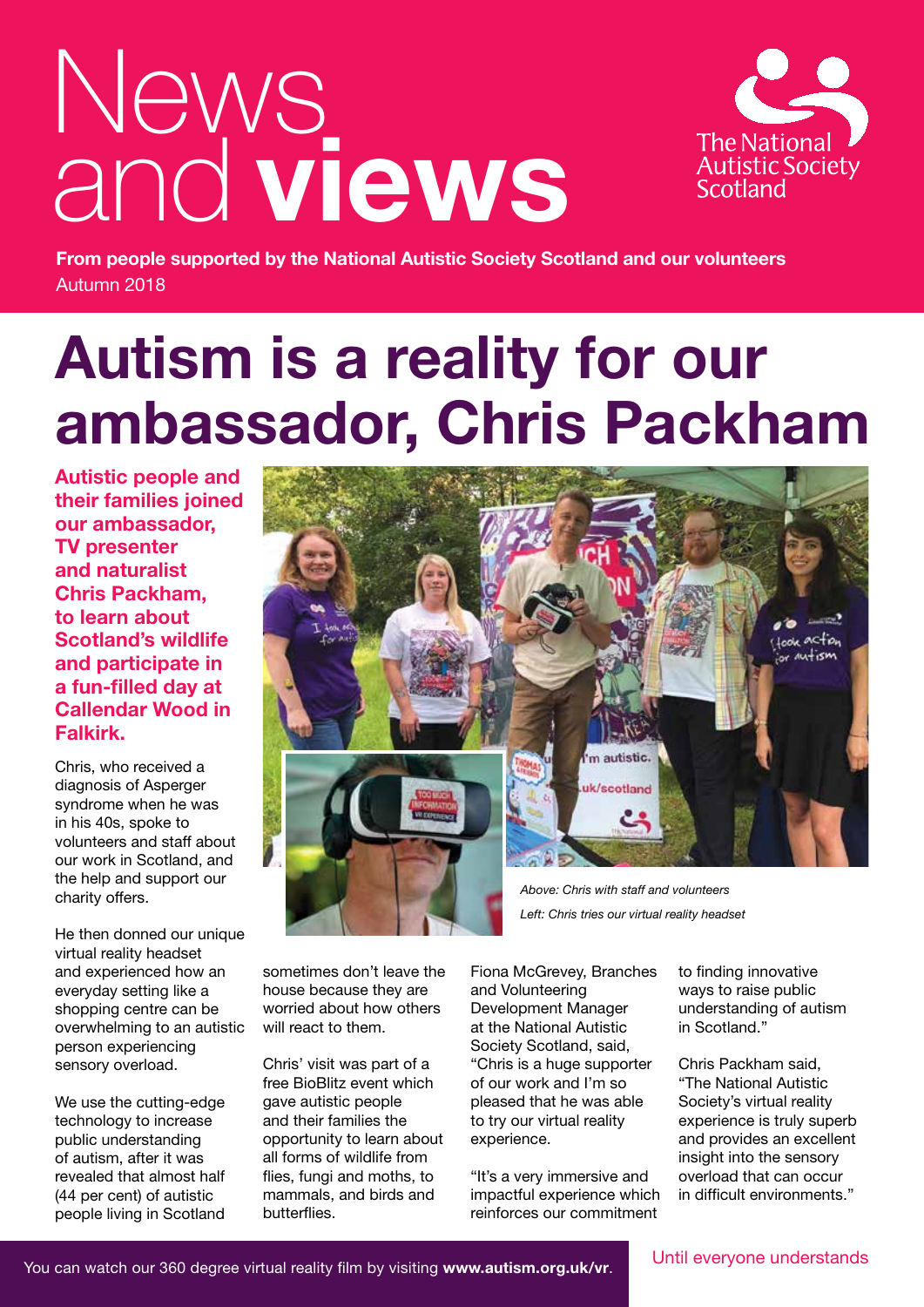# News and views

**From people supported by the National Autistic Society Scotland and our volunteers**
Autumn 2018

# Autism is a reality for our ambassador, Chris Packham

**Autistic people and their families joined our ambassador, TV presenter and naturalist Chris Packham, to learn about Scotland's wildlife and participate in a fun-filled day at Callendar Wood in Falkirk.**

Chris, who received a diagnosis of Asperger syndrome when he was in his 40s, spoke to volunteers and staff about our work in Scotland, and the help and support our charity offers.

He then donned our unique virtual reality headset and experienced how an everyday setting like a shopping centre can be overwhelming to an autistic person experiencing sensory overload.

We use the cutting-edge technology to increase public understanding of autism, after it was revealed that almost half (44 per cent) of autistic people living in Scotland sometimes don't leave the house because they are worried about how others will react to them.

Chris' visit was part of a free BioBlitz event which gave autistic people and their families the opportunity to learn about all forms of wildlife from flies, fungi and moths, to mammals, and birds and butterflies.

Fiona McGrevey, Branches and Volunteering Development Manager at the National Autistic Society Scotland, said, "Chris is a huge supporter of our work and I'm so pleased that he was able to try our virtual reality experience.

"It's a very immersive and impactful experience which reinforces our commitment to finding innovative ways to raise public understanding of autism in Scotland."

Chris Packham said, "The National Autistic Society's virtual reality experience is truly superb and provides an excellent insight into the sensory overload that can occur in difficult environments."

*Above: Chris with staff and volunteers*
*Left: Chris tries our virtual reality headset*

You can watch our 360 degree virtual reality film by visiting **www.autism.org.uk/vr**.

Until everyone understands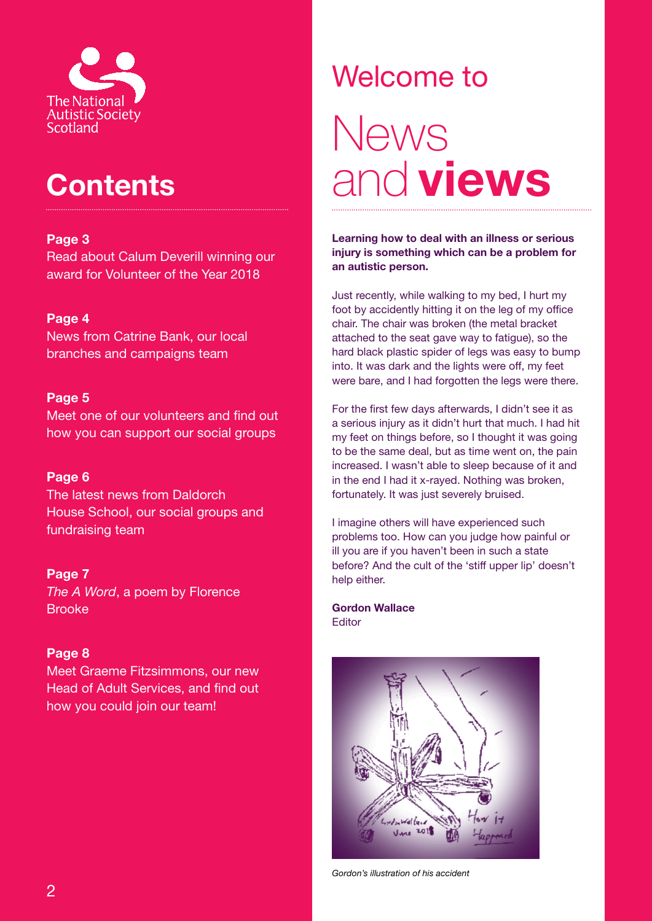The National Autistic Society Scotland

## Contents

**Page 3**
Read about Calum Deverill winning our award for Volunteer of the Year 2018

**Page 4**
News from Catrine Bank, our local branches and campaigns team

**Page 5**
Meet one of our volunteers and find out how you can support our social groups

**Page 6**
The latest news from Daldorch House School, our social groups and fundraising team

**Page 7**
*The A Word*, a poem by Florence Brooke

**Page 8**
Meet Graeme Fitzsimmons, our new Head of Adult Services, and find out how you could join our team!

# Welcome to News and **views**

**Learning how to deal with an illness or serious injury is something which can be a problem for an autistic person.**

Just recently, while walking to my bed, I hurt my foot by accidently hitting it on the leg of my office chair. The chair was broken (the metal bracket attached to the seat gave way to fatigue), so the hard black plastic spider of legs was easy to bump into. It was dark and the lights were off, my feet were bare, and I had forgotten the legs were there.

For the first few days afterwards, I didn't see it as a serious injury as it didn't hurt that much. I had hit my feet on things before, so I thought it was going to be the same deal, but as time went on, the pain increased. I wasn't able to sleep because of it and in the end I had it x-rayed. Nothing was broken, fortunately. It was just severely bruised.

I imagine others will have experienced such problems too. How can you judge how painful or ill you are if you haven't been in such a state before? And the cult of the 'stiff upper lip' doesn't help either.

**Gordon Wallace**
Editor

*Gordon's illustration of his accident*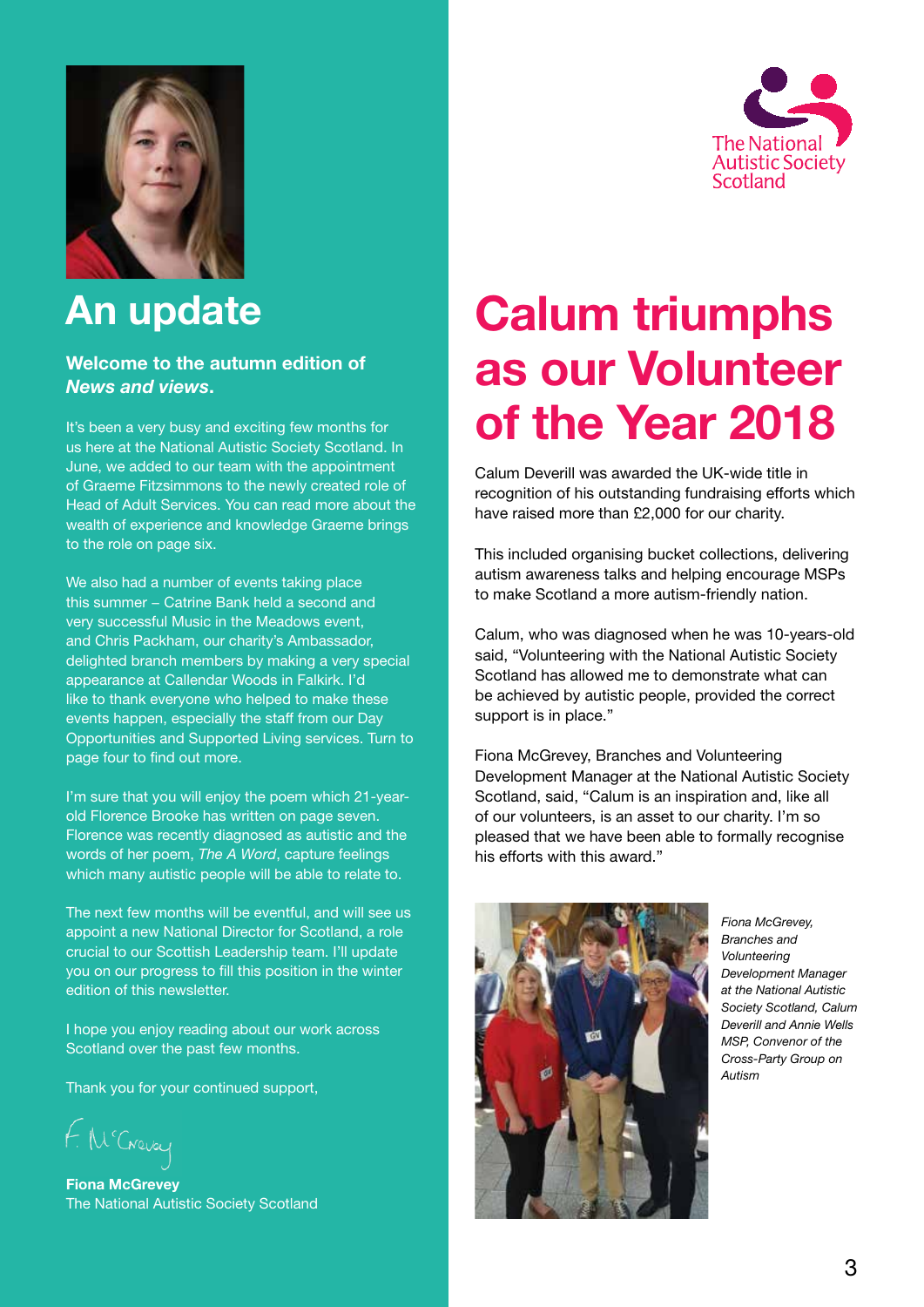# An update

**Welcome to the autumn edition of *News and views*.**

It's been a very busy and exciting few months for us here at the National Autistic Society Scotland. In June, we added to our team with the appointment of Graeme Fitzsimmons to the newly created role of Head of Adult Services. You can read more about the wealth of experience and knowledge Graeme brings to the role on page six.

We also had a number of events taking place this summer – Catrine Bank held a second and very successful Music in the Meadows event, and Chris Packham, our charity's Ambassador, delighted branch members by making a very special appearance at Callendar Woods in Falkirk. I'd like to thank everyone who helped to make these events happen, especially the staff from our Day Opportunities and Supported Living services. Turn to page four to find out more.

I'm sure that you will enjoy the poem which 21-year-old Florence Brooke has written on page seven. Florence was recently diagnosed as autistic and the words of her poem, *The A Word*, capture feelings which many autistic people will be able to relate to.

The next few months will be eventful, and will see us appoint a new National Director for Scotland, a role crucial to our Scottish Leadership team. I'll update you on our progress to fill this position in the winter edition of this newsletter.

I hope you enjoy reading about our work across Scotland over the past few months.

Thank you for your continued support,

F. McGrevey

**Fiona McGrevey**
The National Autistic Society Scotland

The National Autistic Society Scotland

# Calum triumphs as our Volunteer of the Year 2018

Calum Deverill was awarded the UK-wide title in recognition of his outstanding fundraising efforts which have raised more than £2,000 for our charity.

This included organising bucket collections, delivering autism awareness talks and helping encourage MSPs to make Scotland a more autism-friendly nation.

Calum, who was diagnosed when he was 10-years-old said, "Volunteering with the National Autistic Society Scotland has allowed me to demonstrate what can be achieved by autistic people, provided the correct support is in place."

Fiona McGrevey, Branches and Volunteering Development Manager at the National Autistic Society Scotland, said, "Calum is an inspiration and, like all of our volunteers, is an asset to our charity. I'm so pleased that we have been able to formally recognise his efforts with this award."

*Fiona McGrevey, Branches and Volunteering Development Manager at the National Autistic Society Scotland, Calum Deverill and Annie Wells MSP, Convenor of the Cross-Party Group on Autism*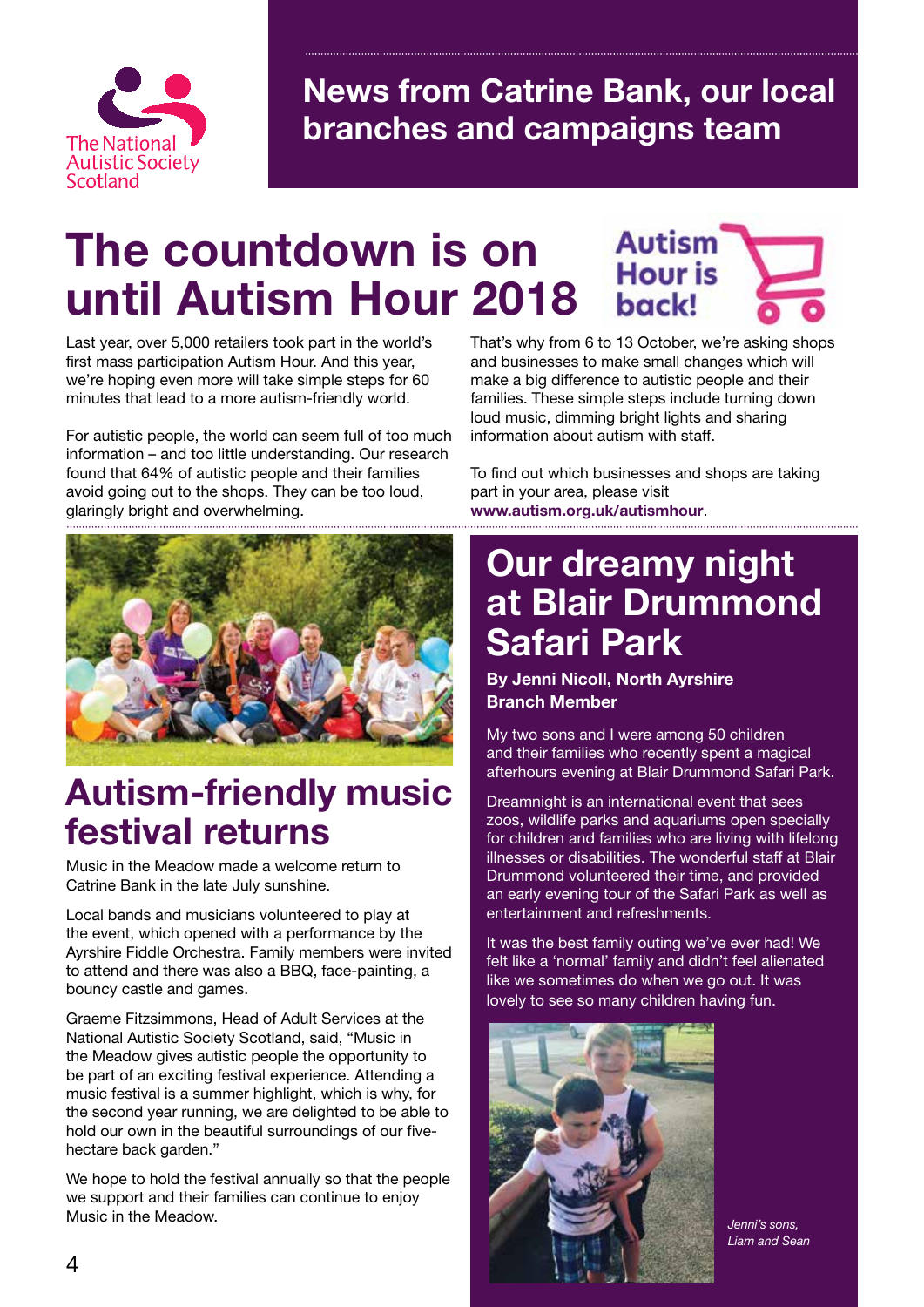The National Autistic Society Scotland

# News from Catrine Bank, our local branches and campaigns team

## The countdown is on until Autism Hour 2018

Autism Hour is back!

Last year, over 5,000 retailers took part in the world's first mass participation Autism Hour. And this year, we're hoping even more will take simple steps for 60 minutes that lead to a more autism-friendly world.

For autistic people, the world can seem full of too much information – and too little understanding. Our research found that 64% of autistic people and their families avoid going out to the shops. They can be too loud, glaringly bright and overwhelming.

That's why from 6 to 13 October, we're asking shops and businesses to make small changes which will make a big difference to autistic people and their families. These simple steps include turning down loud music, dimming bright lights and sharing information about autism with staff.

To find out which businesses and shops are taking part in your area, please visit **www.autism.org.uk/autismhour**.

## Autism-friendly music festival returns

Music in the Meadow made a welcome return to Catrine Bank in the late July sunshine.

Local bands and musicians volunteered to play at the event, which opened with a performance by the Ayrshire Fiddle Orchestra. Family members were invited to attend and there was also a BBQ, face-painting, a bouncy castle and games.

Graeme Fitzsimmons, Head of Adult Services at the National Autistic Society Scotland, said, "Music in the Meadow gives autistic people the opportunity to be part of an exciting festival experience. Attending a music festival is a summer highlight, which is why, for the second year running, we are delighted to be able to hold our own in the beautiful surroundings of our five-hectare back garden."

We hope to hold the festival annually so that the people we support and their families can continue to enjoy Music in the Meadow.

## Our dreamy night at Blair Drummond Safari Park

**By Jenni Nicoll, North Ayrshire Branch Member**

My two sons and I were among 50 children and their families who recently spent a magical afterhours evening at Blair Drummond Safari Park.

Dreamnight is an international event that sees zoos, wildlife parks and aquariums open specially for children and families who are living with lifelong illnesses or disabilities. The wonderful staff at Blair Drummond volunteered their time, and provided an early evening tour of the Safari Park as well as entertainment and refreshments.

It was the best family outing we've ever had! We felt like a 'normal' family and didn't feel alienated like we sometimes do when we go out. It was lovely to see so many children having fun.

*Jenni's sons, Liam and Sean*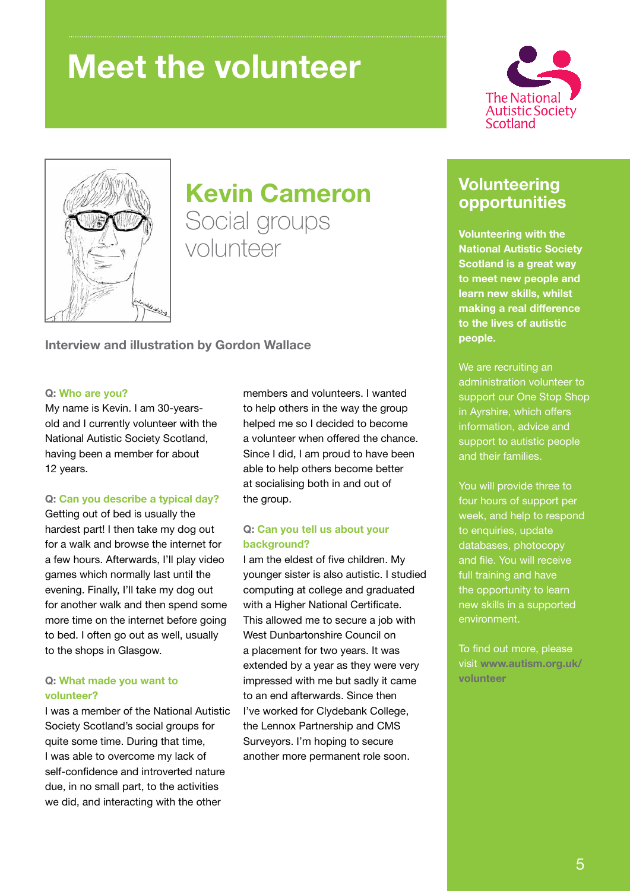# Meet the volunteer

The National Autistic Society Scotland

## Kevin Cameron

Social groups volunteer

**Interview and illustration by Gordon Wallace**

**Q: Who are you?**

My name is Kevin. I am 30-years-old and I currently volunteer with the National Autistic Society Scotland, having been a member for about 12 years.

**Q: Can you describe a typical day?**

Getting out of bed is usually the hardest part! I then take my dog out for a walk and browse the internet for a few hours. Afterwards, I'll play video games which normally last until the evening. Finally, I'll take my dog out for another walk and then spend some more time on the internet before going to bed. I often go out as well, usually to the shops in Glasgow.

**Q: What made you want to volunteer?**

I was a member of the National Autistic Society Scotland's social groups for quite some time. During that time, I was able to overcome my lack of self-confidence and introverted nature due, in no small part, to the activities we did, and interacting with the other members and volunteers. I wanted to help others in the way the group helped me so I decided to become a volunteer when offered the chance. Since I did, I am proud to have been able to help others become better at socialising both in and out of the group.

**Q: Can you tell us about your background?**

I am the eldest of five children. My younger sister is also autistic. I studied computing at college and graduated with a Higher National Certificate. This allowed me to secure a job with West Dunbartonshire Council on a placement for two years. It was extended by a year as they were very impressed with me but sadly it came to an end afterwards. Since then I've worked for Clydebank College, the Lennox Partnership and CMS Surveyors. I'm hoping to secure another more permanent role soon.

## Volunteering opportunities

**Volunteering with the National Autistic Society Scotland is a great way to meet new people and learn new skills, whilst making a real difference to the lives of autistic people.**

We are recruiting an administration volunteer to support our One Stop Shop in Ayrshire, which offers information, advice and support to autistic people and their families.

You will provide three to four hours of support per week, and help to respond to enquiries, update databases, photocopy and file. You will receive full training and have the opportunity to learn new skills in a supported environment.

To find out more, please visit **www.autism.org.uk/volunteer**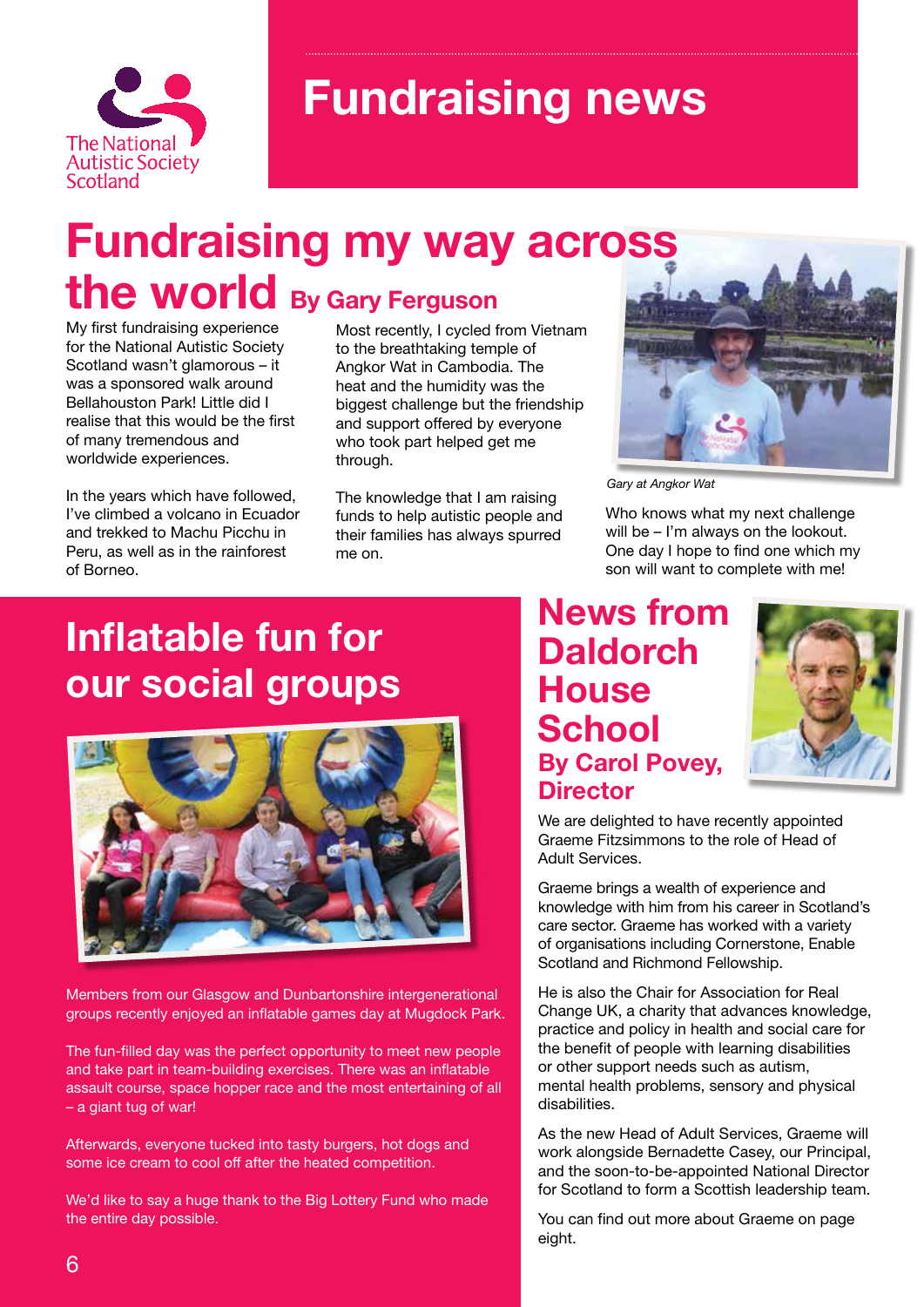The National Autistic Society Scotland

# Fundraising news

## Fundraising my way across the world

**By Gary Ferguson**

My first fundraising experience for the National Autistic Society Scotland wasn't glamorous – it was a sponsored walk around Bellahouston Park! Little did I realise that this would be the first of many tremendous and worldwide experiences.

In the years which have followed, I've climbed a volcano in Ecuador and trekked to Machu Picchu in Peru, as well as in the rainforest of Borneo.

Most recently, I cycled from Vietnam to the breathtaking temple of Angkor Wat in Cambodia. The heat and the humidity was the biggest challenge but the friendship and support offered by everyone who took part helped get me through.

The knowledge that I am raising funds to help autistic people and their families has always spurred me on.

*Gary at Angkor Wat*

Who knows what my next challenge will be – I'm always on the lookout. One day I hope to find one which my son will want to complete with me!

## Inflatable fun for our social groups

Members from our Glasgow and Dunbartonshire intergenerational groups recently enjoyed an inflatable games day at Mugdock Park.

The fun-filled day was the perfect opportunity to meet new people and take part in team-building exercises. There was an inflatable assault course, space hopper race and the most entertaining of all – a giant tug of war!

Afterwards, everyone tucked into tasty burgers, hot dogs and some ice cream to cool off after the heated competition.

We'd like to say a huge thank to the Big Lottery Fund who made the entire day possible.

## News from Daldorch House School

**By Carol Povey, Director**

We are delighted to have recently appointed Graeme Fitzsimmons to the role of Head of Adult Services.

Graeme brings a wealth of experience and knowledge with him from his career in Scotland's care sector. Graeme has worked with a variety of organisations including Cornerstone, Enable Scotland and Richmond Fellowship.

He is also the Chair for Association for Real Change UK, a charity that advances knowledge, practice and policy in health and social care for the benefit of people with learning disabilities or other support needs such as autism, mental health problems, sensory and physical disabilities.

As the new Head of Adult Services, Graeme will work alongside Bernadette Casey, our Principal, and the soon-to-be-appointed National Director for Scotland to form a Scottish leadership team.

You can find out more about Graeme on page eight.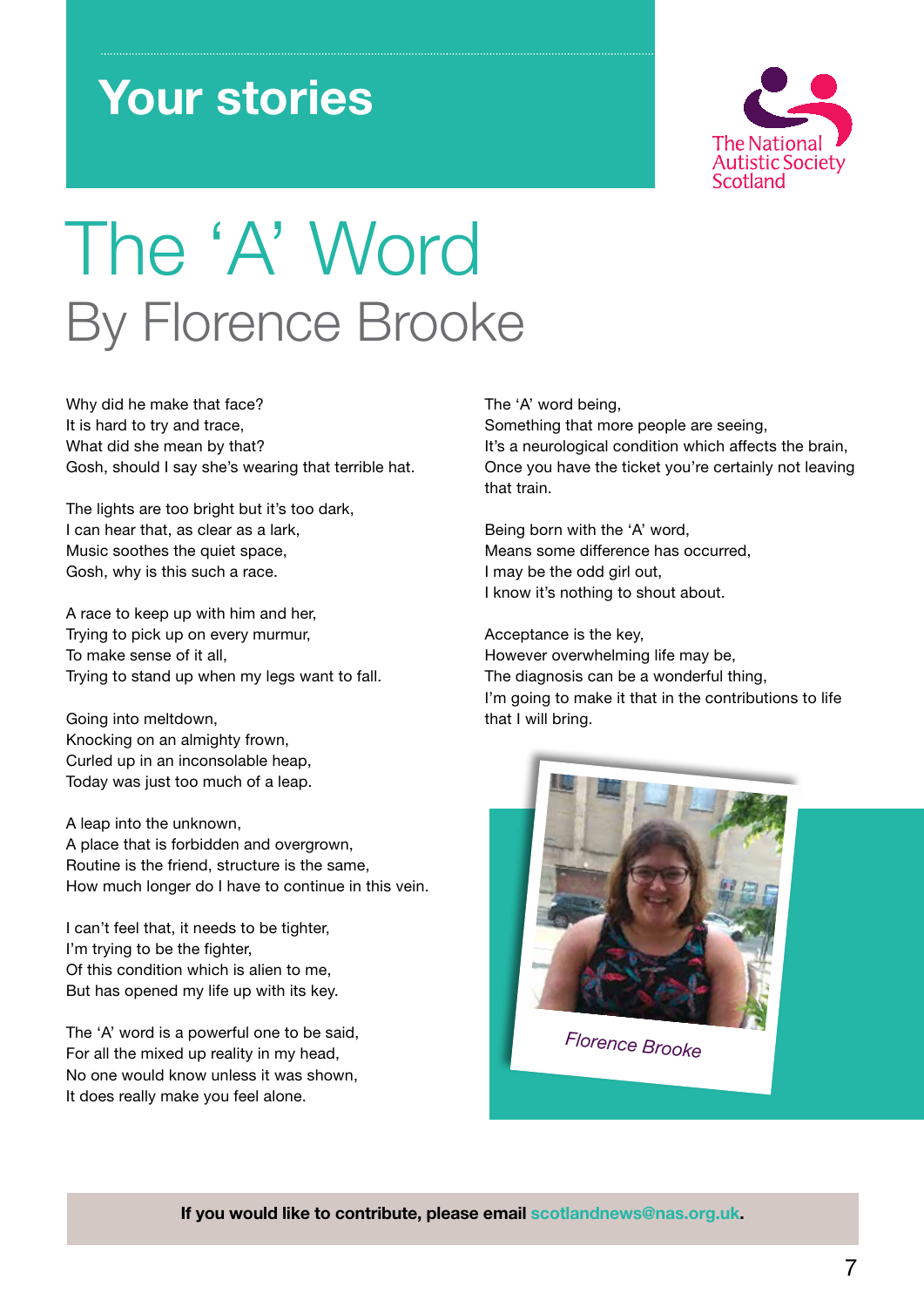## Your stories

The National Autistic Society Scotland

# The 'A' Word

## By Florence Brooke

Why did he make that face?
It is hard to try and trace,
What did she mean by that?
Gosh, should I say she's wearing that terrible hat.

The lights are too bright but it's too dark,
I can hear that, as clear as a lark,
Music soothes the quiet space,
Gosh, why is this such a race.

A race to keep up with him and her,
Trying to pick up on every murmur,
To make sense of it all,
Trying to stand up when my legs want to fall.

Going into meltdown,
Knocking on an almighty frown,
Curled up in an inconsolable heap,
Today was just too much of a leap.

A leap into the unknown,
A place that is forbidden and overgrown,
Routine is the friend, structure is the same,
How much longer do I have to continue in this vein.

I can't feel that, it needs to be tighter,
I'm trying to be the fighter,
Of this condition which is alien to me,
But has opened my life up with its key.

The 'A' word is a powerful one to be said,
For all the mixed up reality in my head,
No one would know unless it was shown,
It does really make you feel alone.

The 'A' word being,
Something that more people are seeing,
It's a neurological condition which affects the brain,
Once you have the ticket you're certainly not leaving that train.

Being born with the 'A' word,
Means some difference has occurred,
I may be the odd girl out,
I know it's nothing to shout about.

Acceptance is the key,
However overwhelming life may be,
The diagnosis can be a wonderful thing,
I'm going to make it that in the contributions to life that I will bring.

*Florence Brooke*

**If you would like to contribute, please email scotlandnews@nas.org.uk.**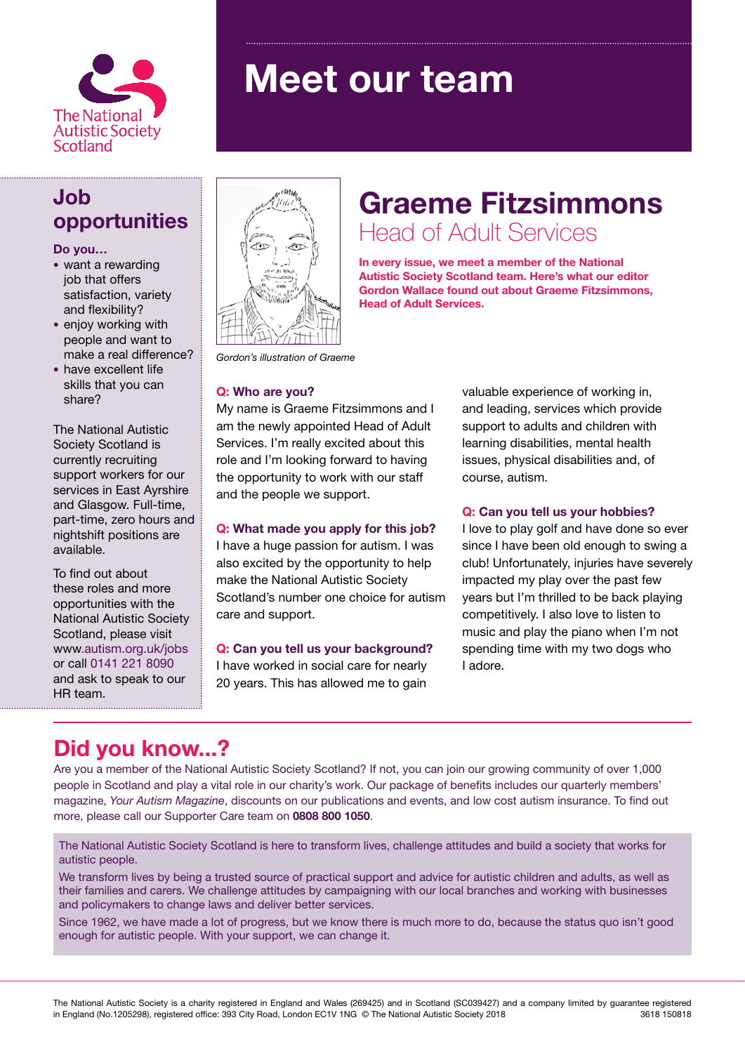The National Autistic Society Scotland

# Meet our team

## Job opportunities

**Do you...**

- want a rewarding job that offers satisfaction, variety and flexibility?
- enjoy working with people and want to make a real difference?
- have excellent life skills that you can share?

The National Autistic Society Scotland is currently recruiting support workers for our services in East Ayrshire and Glasgow. Full-time, part-time, zero hours and nightshift positions are available.

To find out about these roles and more opportunities with the National Autistic Society Scotland, please visit www.autism.org.uk/jobs or call 0141 221 8090 and ask to speak to our HR team.

*Gordon's illustration of Graeme*

## Graeme Fitzsimmons

### Head of Adult Services

**In every issue, we meet a member of the National Autistic Society Scotland team. Here's what our editor Gordon Wallace found out about Graeme Fitzsimmons, Head of Adult Services.**

**Q: Who are you?**

My name is Graeme Fitzsimmons and I am the newly appointed Head of Adult Services. I'm really excited about this role and I'm looking forward to having the opportunity to work with our staff and the people we support.

**Q: What made you apply for this job?**

I have a huge passion for autism. I was also excited by the opportunity to help make the National Autistic Society Scotland's number one choice for autism care and support.

**Q: Can you tell us your background?**

I have worked in social care for nearly 20 years. This has allowed me to gain valuable experience of working in, and leading, services which provide support to adults and children with learning disabilities, mental health issues, physical disabilities and, of course, autism.

**Q: Can you tell us your hobbies?**

I love to play golf and have done so ever since I have been old enough to swing a club! Unfortunately, injuries have severely impacted my play over the past few years but I'm thrilled to be back playing competitively. I also love to listen to music and play the piano when I'm not spending time with my two dogs who I adore.

## Did you know...?

Are you a member of the National Autistic Society Scotland? If not, you can join our growing community of over 1,000 people in Scotland and play a vital role in our charity's work. Our package of benefits includes our quarterly members' magazine, *Your Autism Magazine*, discounts on our publications and events, and low cost autism insurance. To find out more, please call our Supporter Care team on **0808 800 1050**.

The National Autistic Society Scotland is here to transform lives, challenge attitudes and build a society that works for autistic people.

We transform lives by being a trusted source of practical support and advice for autistic children and adults, as well as their families and carers. We challenge attitudes by campaigning with our local branches and working with businesses and policymakers to change laws and deliver better services.

Since 1962, we have made a lot of progress, but we know there is much more to do, because the status quo isn't good enough for autistic people. With your support, we can change it.

The National Autistic Society is a charity registered in England and Wales (269425) and in Scotland (SC039427) and a company limited by guarantee registered in England (No.1205298), registered office: 393 City Road, London EC1V 1NG © The National Autistic Society 2018 3618 150818